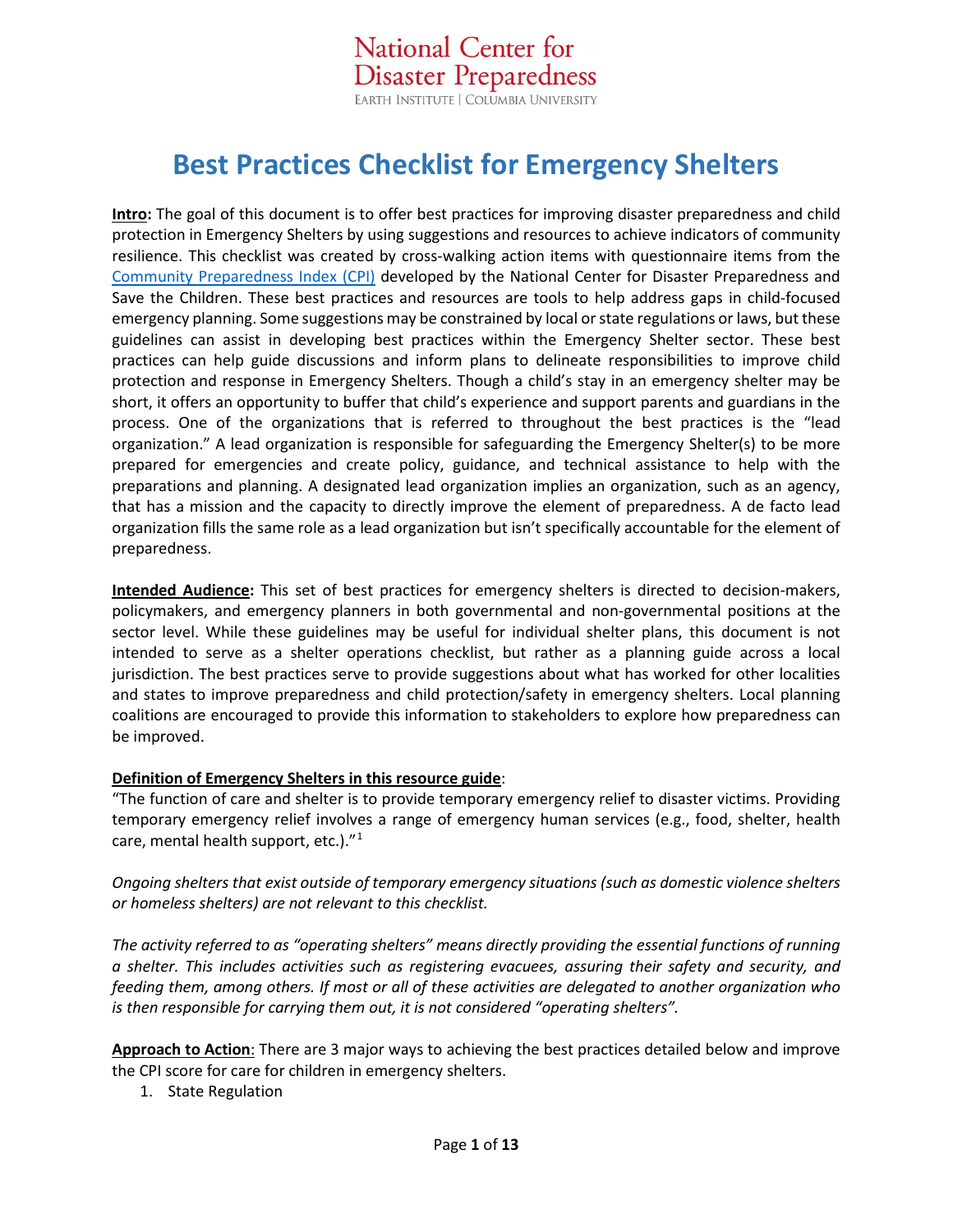National Center for Disaster Preparedness
EARTH INSTITUTE | COLUMBIA UNIVERSITY

# Best Practices Checklist for Emergency Shelters

**Intro:** The goal of this document is to offer best practices for improving disaster preparedness and child protection in Emergency Shelters by using suggestions and resources to achieve indicators of community resilience. This checklist was created by cross-walking action items with questionnaire items from the [Community Preparedness Index (CPI)] developed by the National Center for Disaster Preparedness and Save the Children. These best practices and resources are tools to help address gaps in child-focused emergency planning. Some suggestions may be constrained by local or state regulations or laws, but these guidelines can assist in developing best practices within the Emergency Shelter sector. These best practices can help guide discussions and inform plans to delineate responsibilities to improve child protection and response in Emergency Shelters. Though a child's stay in an emergency shelter may be short, it offers an opportunity to buffer that child's experience and support parents and guardians in the process. One of the organizations that is referred to throughout the best practices is the "lead organization." A lead organization is responsible for safeguarding the Emergency Shelter(s) to be more prepared for emergencies and create policy, guidance, and technical assistance to help with the preparations and planning. A designated lead organization implies an organization, such as an agency, that has a mission and the capacity to directly improve the element of preparedness. A de facto lead organization fills the same role as a lead organization but isn't specifically accountable for the element of preparedness.

**Intended Audience:** This set of best practices for emergency shelters is directed to decision-makers, policymakers, and emergency planners in both governmental and non-governmental positions at the sector level. While these guidelines may be useful for individual shelter plans, this document is not intended to serve as a shelter operations checklist, but rather as a planning guide across a local jurisdiction. The best practices serve to provide suggestions about what has worked for other localities and states to improve preparedness and child protection/safety in emergency shelters. Local planning coalitions are encouraged to provide this information to stakeholders to explore how preparedness can be improved.

**Definition of Emergency Shelters in this resource guide**:

"The function of care and shelter is to provide temporary emergency relief to disaster victims. Providing temporary emergency relief involves a range of emergency human services (e.g., food, shelter, health care, mental health support, etc.)."[1]

*Ongoing shelters that exist outside of temporary emergency situations (such as domestic violence shelters or homeless shelters) are not relevant to this checklist.*

*The activity referred to as "operating shelters" means directly providing the essential functions of running a shelter. This includes activities such as registering evacuees, assuring their safety and security, and feeding them, among others. If most or all of these activities are delegated to another organization who is then responsible for carrying them out, it is not considered "operating shelters".*

**Approach to Action**: There are 3 major ways to achieving the best practices detailed below and improve the CPI score for care for children in emergency shelters.

1. State Regulation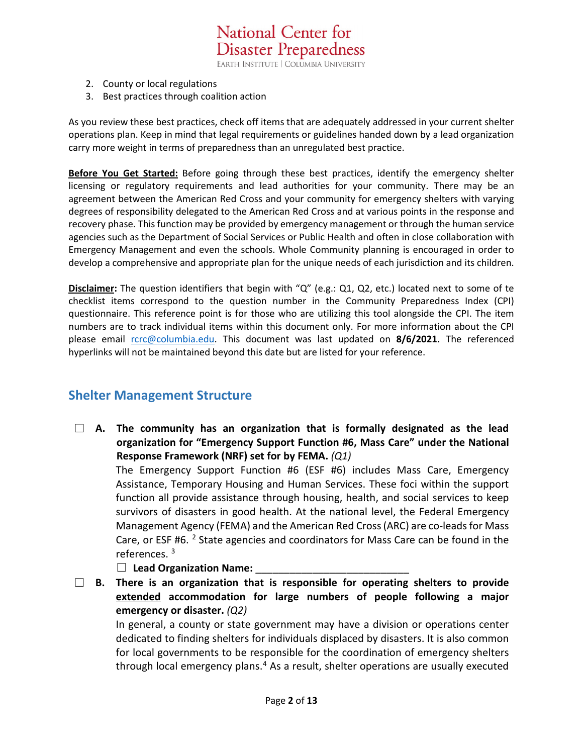2. County or local regulations
3. Best practices through coalition action

As you review these best practices, check off items that are adequately addressed in your current shelter operations plan. Keep in mind that legal requirements or guidelines handed down by a lead organization carry more weight in terms of preparedness than an unregulated best practice.

**Before You Get Started:** Before going through these best practices, identify the emergency shelter licensing or regulatory requirements and lead authorities for your community. There may be an agreement between the American Red Cross and your community for emergency shelters with varying degrees of responsibility delegated to the American Red Cross and at various points in the response and recovery phase. This function may be provided by emergency management or through the human service agencies such as the Department of Social Services or Public Health and often in close collaboration with Emergency Management and even the schools. Whole Community planning is encouraged in order to develop a comprehensive and appropriate plan for the unique needs of each jurisdiction and its children.

**Disclaimer:** The question identifiers that begin with "Q" (e.g.: Q1, Q2, etc.) located next to some of te checklist items correspond to the question number in the Community Preparedness Index (CPI) questionnaire. This reference point is for those who are utilizing this tool alongside the CPI. The item numbers are to track individual items within this document only. For more information about the CPI please email rcrc@columbia.edu. This document was last updated on **8/6/2021.** The referenced hyperlinks will not be maintained beyond this date but are listed for your reference.

## Shelter Management Structure

☐ **A. The community has an organization that is formally designated as the lead organization for "Emergency Support Function #6, Mass Care" under the National Response Framework (NRF) set for by FEMA.** *(Q1)*

The Emergency Support Function #6 (ESF #6) includes Mass Care, Emergency Assistance, Temporary Housing and Human Services. These foci within the support function all provide assistance through housing, health, and social services to keep survivors of disasters in good health. At the national level, the Federal Emergency Management Agency (FEMA) and the American Red Cross (ARC) are co-leads for Mass Care, or ESF #6. [2] State agencies and coordinators for Mass Care can be found in the references. [3]

☐ **Lead Organization Name: ___________________________**

☐ **B. There is an organization that is responsible for operating shelters to provide extended accommodation for large numbers of people following a major emergency or disaster.** *(Q2)*

In general, a county or state government may have a division or operations center dedicated to finding shelters for individuals displaced by disasters. It is also common for local governments to be responsible for the coordination of emergency shelters through local emergency plans.[4] As a result, shelter operations are usually executed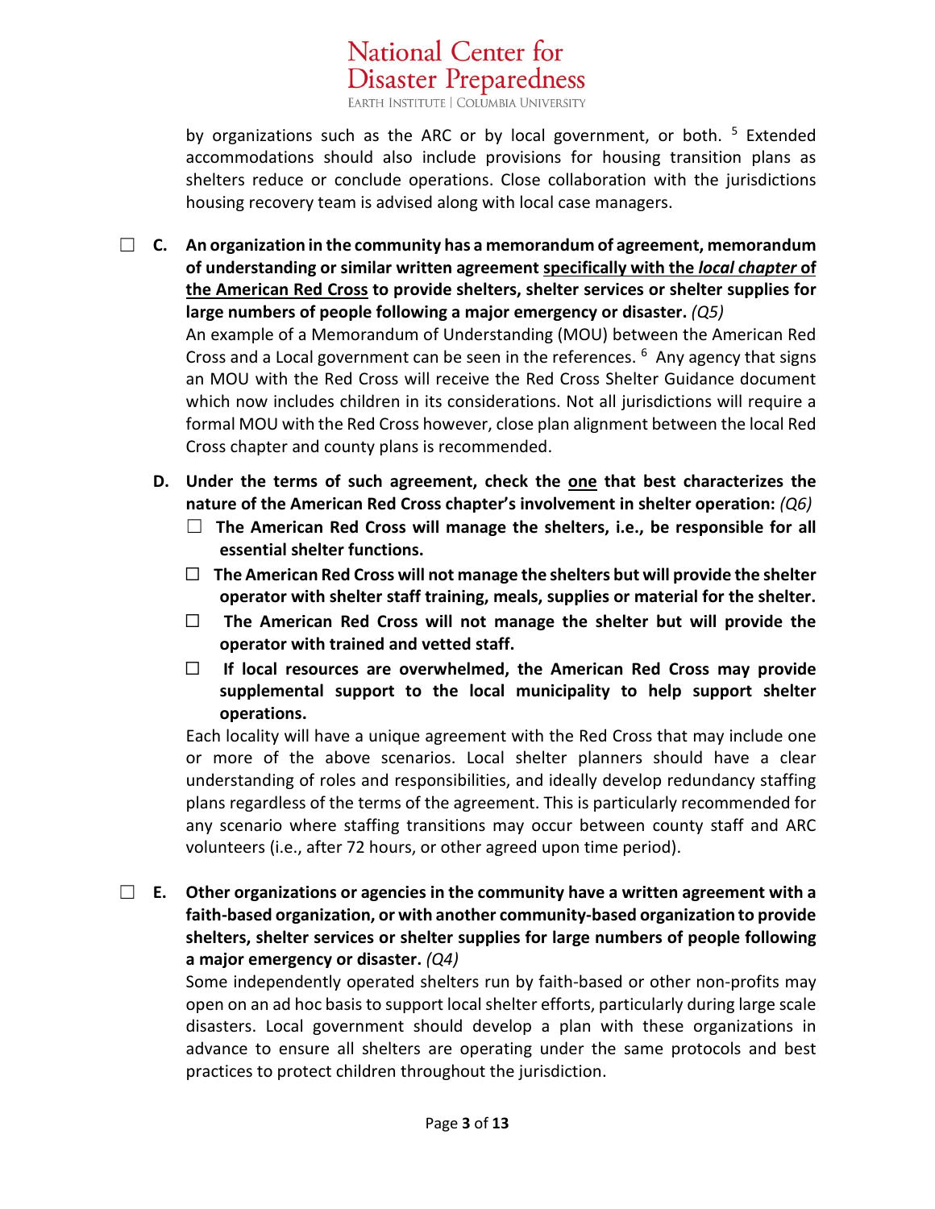by organizations such as the ARC or by local government, or both. [5] Extended accommodations should also include provisions for housing transition plans as shelters reduce or conclude operations. Close collaboration with the jurisdictions housing recovery team is advised along with local case managers.

☐ **C. An organization in the community has a memorandum of agreement, memorandum of understanding or similar written agreement <u>specifically with the *local chapter* of the American Red Cross</u> to provide shelters, shelter services or shelter supplies for large numbers of people following a major emergency or disaster.** *(Q5)*

An example of a Memorandum of Understanding (MOU) between the American Red Cross and a Local government can be seen in the references. [6] Any agency that signs an MOU with the Red Cross will receive the Red Cross Shelter Guidance document which now includes children in its considerations. Not all jurisdictions will require a formal MOU with the Red Cross however, close plan alignment between the local Red Cross chapter and county plans is recommended.

**D. Under the terms of such agreement, check the <u>one</u> that best characterizes the nature of the American Red Cross chapter's involvement in shelter operation:** *(Q6)*

- ☐ **The American Red Cross will manage the shelters, i.e., be responsible for all essential shelter functions.**
- ☐ **The American Red Cross will not manage the shelters but will provide the shelter operator with shelter staff training, meals, supplies or material for the shelter.**
- ☐ **The American Red Cross will not manage the shelter but will provide the operator with trained and vetted staff.**
- ☐ **If local resources are overwhelmed, the American Red Cross may provide supplemental support to the local municipality to help support shelter operations.**

Each locality will have a unique agreement with the Red Cross that may include one or more of the above scenarios. Local shelter planners should have a clear understanding of roles and responsibilities, and ideally develop redundancy staffing plans regardless of the terms of the agreement. This is particularly recommended for any scenario where staffing transitions may occur between county staff and ARC volunteers (i.e., after 72 hours, or other agreed upon time period).

☐ **E. Other organizations or agencies in the community have a written agreement with a faith-based organization, or with another community-based organization to provide shelters, shelter services or shelter supplies for large numbers of people following a major emergency or disaster.** *(Q4)*

Some independently operated shelters run by faith-based or other non-profits may open on an ad hoc basis to support local shelter efforts, particularly during large scale disasters. Local government should develop a plan with these organizations in advance to ensure all shelters are operating under the same protocols and best practices to protect children throughout the jurisdiction.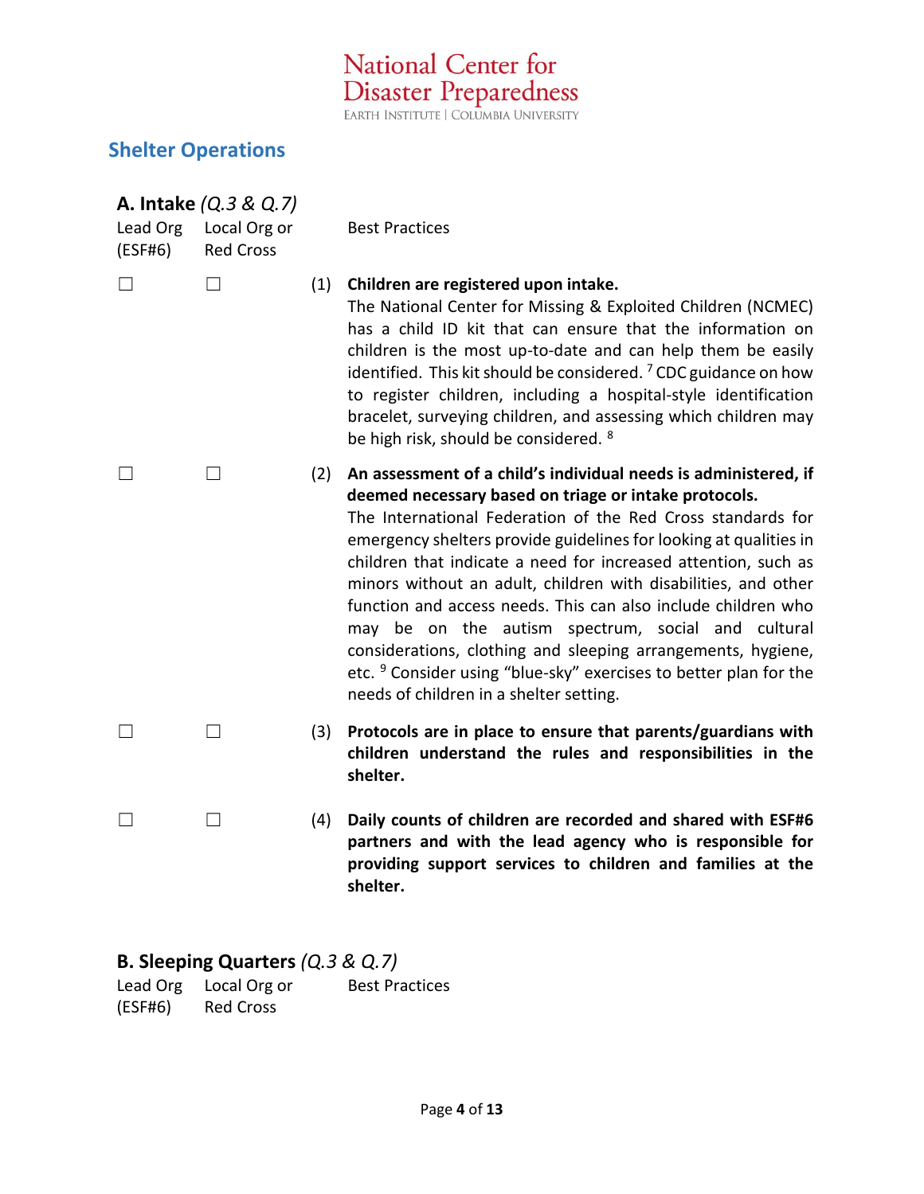## Shelter Operations

### A. Intake *(Q.3 & Q.7)*

| Lead Org (ESF#6) | Local Org or Red Cross | | Best Practices |
|---|---|---|---|
| ☐ | ☐ | (1) | **Children are registered upon intake.** The National Center for Missing & Exploited Children (NCMEC) has a child ID kit that can ensure that the information on children is the most up-to-date and can help them be easily identified. This kit should be considered. [7] CDC guidance on how to register children, including a hospital-style identification bracelet, surveying children, and assessing which children may be high risk, should be considered. [8] |
| ☐ | ☐ | (2) | **An assessment of a child's individual needs is administered, if deemed necessary based on triage or intake protocols.** The International Federation of the Red Cross standards for emergency shelters provide guidelines for looking at qualities in children that indicate a need for increased attention, such as minors without an adult, children with disabilities, and other function and access needs. This can also include children who may be on the autism spectrum, social and cultural considerations, clothing and sleeping arrangements, hygiene, etc. [9] Consider using "blue-sky" exercises to better plan for the needs of children in a shelter setting. |
| ☐ | ☐ | (3) | **Protocols are in place to ensure that parents/guardians with children understand the rules and responsibilities in the shelter.** |
| ☐ | ☐ | (4) | **Daily counts of children are recorded and shared with ESF#6 partners and with the lead agency who is responsible for providing support services to children and families at the shelter.** |

### B. Sleeping Quarters *(Q.3 & Q.7)*

| Lead Org (ESF#6) | Local Org or Red Cross | | Best Practices |
|---|---|---|---|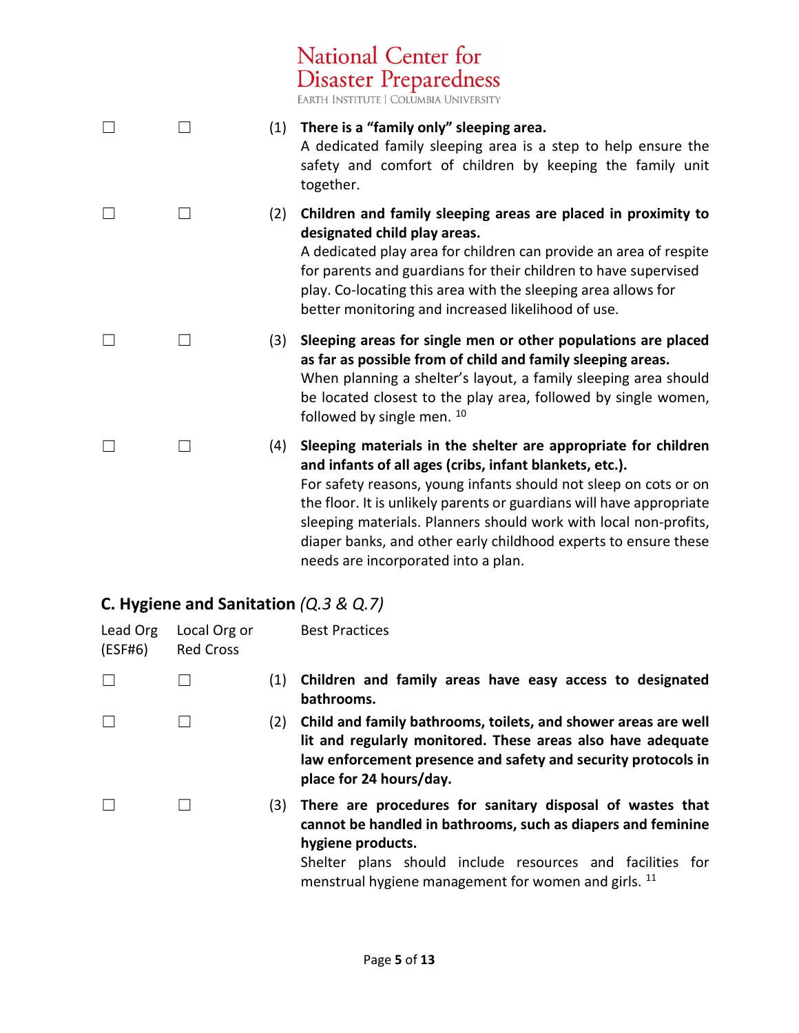☐ ☐ (1) **There is a "family only" sleeping area.**
A dedicated family sleeping area is a step to help ensure the safety and comfort of children by keeping the family unit together.

☐ ☐ (2) **Children and family sleeping areas are placed in proximity to designated child play areas.**
A dedicated play area for children can provide an area of respite for parents and guardians for their children to have supervised play. Co-locating this area with the sleeping area allows for better monitoring and increased likelihood of use.

☐ ☐ (3) **Sleeping areas for single men or other populations are placed as far as possible from of child and family sleeping areas.**
When planning a shelter's layout, a family sleeping area should be located closest to the play area, followed by single women, followed by single men. [10]

☐ ☐ (4) **Sleeping materials in the shelter are appropriate for children and infants of all ages (cribs, infant blankets, etc.).**
For safety reasons, young infants should not sleep on cots or on the floor. It is unlikely parents or guardians will have appropriate sleeping materials. Planners should work with local non-profits, diaper banks, and other early childhood experts to ensure these needs are incorporated into a plan.

### C. Hygiene and Sanitation *(Q.3 & Q.7)*

| Lead Org (ESF#6) | Local Org or Red Cross | | Best Practices |
|---|---|---|---|
| ☐ | ☐ | (1) | **Children and family areas have easy access to designated bathrooms.** |
| ☐ | ☐ | (2) | **Child and family bathrooms, toilets, and shower areas are well lit and regularly monitored. These areas also have adequate law enforcement presence and safety and security protocols in place for 24 hours/day.** |
| ☐ | ☐ | (3) | **There are procedures for sanitary disposal of wastes that cannot be handled in bathrooms, such as diapers and feminine hygiene products.** Shelter plans should include resources and facilities for menstrual hygiene management for women and girls. [11] |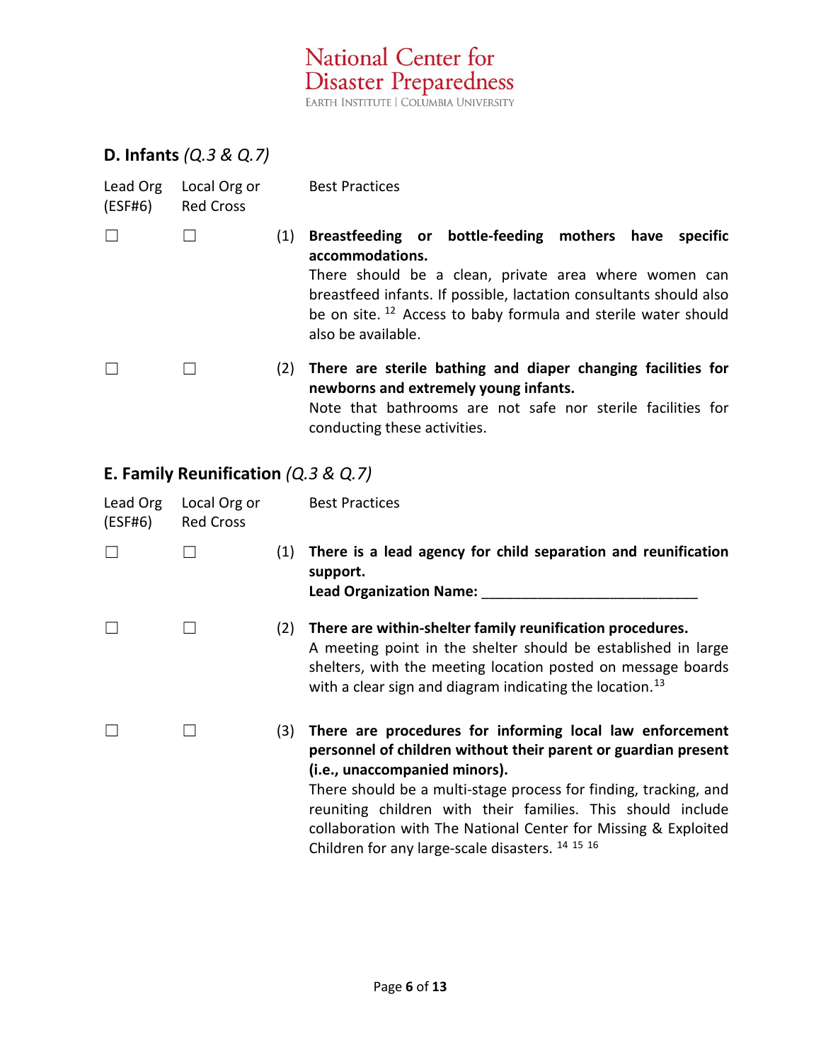## D. Infants *(Q.3 & Q.7)*

| Lead Org (ESF#6) | Local Org or Red Cross | | Best Practices |
|---|---|---|---|
| ☐ | ☐ | (1) | **Breastfeeding or bottle-feeding mothers have specific accommodations.** There should be a clean, private area where women can breastfeed infants. If possible, lactation consultants should also be on site. [12] Access to baby formula and sterile water should also be available. |
| ☐ | ☐ | (2) | **There are sterile bathing and diaper changing facilities for newborns and extremely young infants.** Note that bathrooms are not safe nor sterile facilities for conducting these activities. |

## E. Family Reunification *(Q.3 & Q.7)*

| Lead Org (ESF#6) | Local Org or Red Cross | | Best Practices |
|---|---|---|---|
| ☐ | ☐ | (1) | **There is a lead agency for child separation and reunification support.** **Lead Organization Name: ____________________________** |
| ☐ | ☐ | (2) | **There are within-shelter family reunification procedures.** A meeting point in the shelter should be established in large shelters, with the meeting location posted on message boards with a clear sign and diagram indicating the location.[13] |
| ☐ | ☐ | (3) | **There are procedures for informing local law enforcement personnel of children without their parent or guardian present (i.e., unaccompanied minors).** There should be a multi-stage process for finding, tracking, and reuniting children with their families. This should include collaboration with The National Center for Missing & Exploited Children for any large-scale disasters. [14] [15] [16] |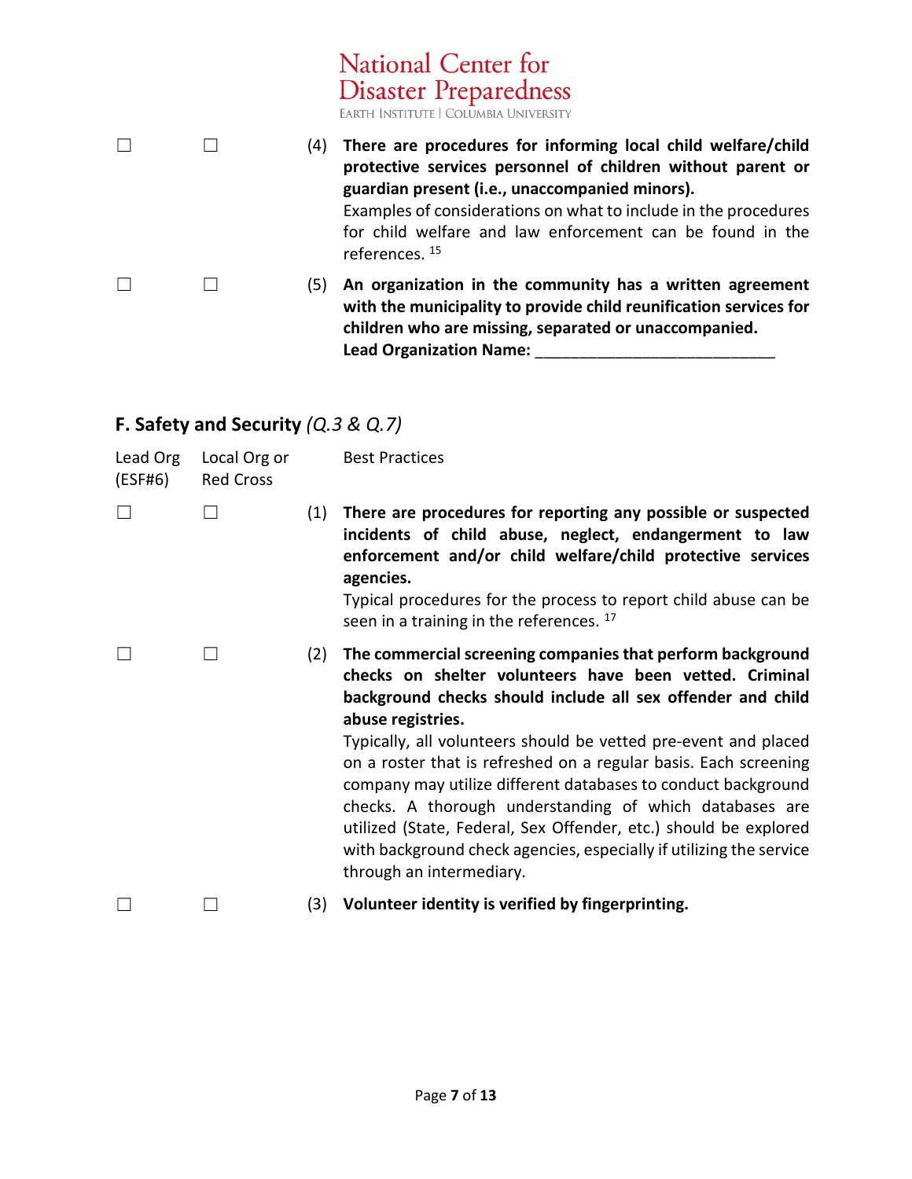| | | | |
|---|---|---|---|
| ☐ | ☐ | (4) | **There are procedures for informing local child welfare/child protective services personnel of children without parent or guardian present (i.e., unaccompanied minors).** Examples of considerations on what to include in the procedures for child welfare and law enforcement can be found in the references. [15] |
| ☐ | ☐ | (5) | **An organization in the community has a written agreement with the municipality to provide child reunification services for children who are missing, separated or unaccompanied.** **Lead Organization Name: ___________________________** |

## F. Safety and Security *(Q.3 & Q.7)*

| Lead Org (ESF#6) | Local Org or Red Cross | | Best Practices |
|---|---|---|---|
| ☐ | ☐ | (1) | **There are procedures for reporting any possible or suspected incidents of child abuse, neglect, endangerment to law enforcement and/or child welfare/child protective services agencies.** Typical procedures for the process to report child abuse can be seen in a training in the references. [17] |
| ☐ | ☐ | (2) | **The commercial screening companies that perform background checks on shelter volunteers have been vetted. Criminal background checks should include all sex offender and child abuse registries.** Typically, all volunteers should be vetted pre-event and placed on a roster that is refreshed on a regular basis. Each screening company may utilize different databases to conduct background checks. A thorough understanding of which databases are utilized (State, Federal, Sex Offender, etc.) should be explored with background check agencies, especially if utilizing the service through an intermediary. |
| ☐ | ☐ | (3) | **Volunteer identity is verified by fingerprinting.** |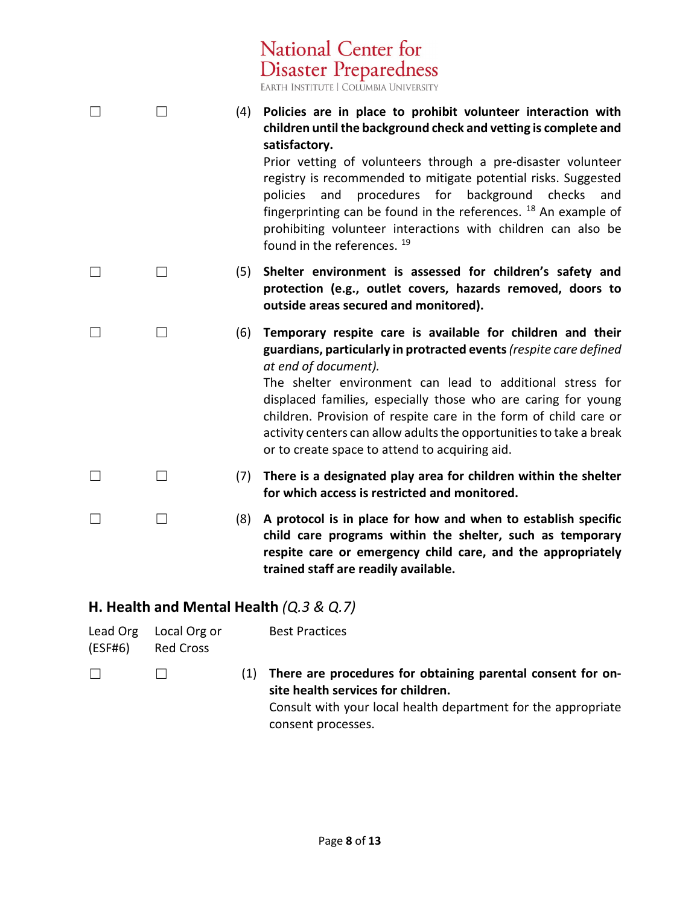| | | |
|---|---|---|
| ☐ | ☐ | (4) **Policies are in place to prohibit volunteer interaction with children until the background check and vetting is complete and satisfactory.** Prior vetting of volunteers through a pre-disaster volunteer registry is recommended to mitigate potential risks. Suggested policies and procedures for background checks and fingerprinting can be found in the references. [18] An example of prohibiting volunteer interactions with children can also be found in the references. [19] |
| ☐ | ☐ | (5) **Shelter environment is assessed for children's safety and protection (e.g., outlet covers, hazards removed, doors to outside areas secured and monitored).** |
| ☐ | ☐ | (6) **Temporary respite care is available for children and their guardians, particularly in protracted events** *(respite care defined at end of document).* The shelter environment can lead to additional stress for displaced families, especially those who are caring for young children. Provision of respite care in the form of child care or activity centers can allow adults the opportunities to take a break or to create space to attend to acquiring aid. |
| ☐ | ☐ | (7) **There is a designated play area for children within the shelter for which access is restricted and monitored.** |
| ☐ | ☐ | (8) **A protocol is in place for how and when to establish specific child care programs within the shelter, such as temporary respite care or emergency child care, and the appropriately trained staff are readily available.** |

## H. Health and Mental Health *(Q.3 & Q.7)*

| Lead Org (ESF#6) | Local Org or Red Cross | Best Practices |
|---|---|---|
| ☐ | ☐ | (1) **There are procedures for obtaining parental consent for on-site health services for children.** Consult with your local health department for the appropriate consent processes. |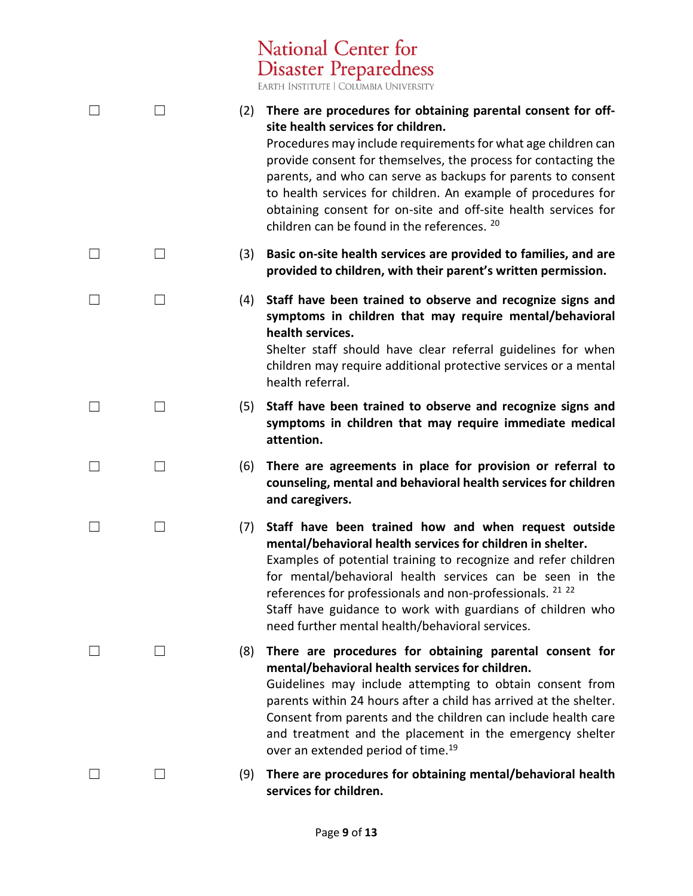☐ ☐ (2) **There are procedures for obtaining parental consent for off-site health services for children.**
Procedures may include requirements for what age children can provide consent for themselves, the process for contacting the parents, and who can serve as backups for parents to consent to health services for children. An example of procedures for obtaining consent for on-site and off-site health services for children can be found in the references. [20]

☐ ☐ (3) **Basic on-site health services are provided to families, and are provided to children, with their parent's written permission.**

☐ ☐ (4) **Staff have been trained to observe and recognize signs and symptoms in children that may require mental/behavioral health services.**
Shelter staff should have clear referral guidelines for when children may require additional protective services or a mental health referral.

☐ ☐ (5) **Staff have been trained to observe and recognize signs and symptoms in children that may require immediate medical attention.**

☐ ☐ (6) **There are agreements in place for provision or referral to counseling, mental and behavioral health services for children and caregivers.**

☐ ☐ (7) **Staff have been trained how and when request outside mental/behavioral health services for children in shelter.**
Examples of potential training to recognize and refer children for mental/behavioral health services can be seen in the references for professionals and non-professionals. [21] [22]
Staff have guidance to work with guardians of children who need further mental health/behavioral services.

☐ ☐ (8) **There are procedures for obtaining parental consent for mental/behavioral health services for children.**
Guidelines may include attempting to obtain consent from parents within 24 hours after a child has arrived at the shelter. Consent from parents and the children can include health care and treatment and the placement in the emergency shelter over an extended period of time.[19]

☐ ☐ (9) **There are procedures for obtaining mental/behavioral health services for children.**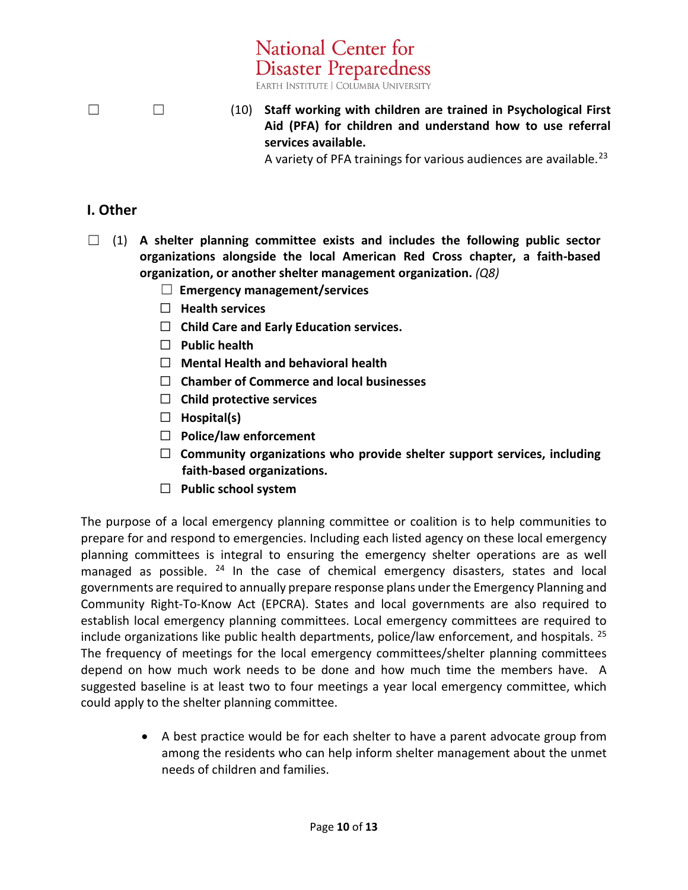☐ ☐ (10) **Staff working with children are trained in Psychological First Aid (PFA) for children and understand how to use referral services available.**

A variety of PFA trainings for various audiences are available.[23]

## I. Other

☐ (1) **A shelter planning committee exists and includes the following public sector organizations alongside the local American Red Cross chapter, a faith-based organization, or another shelter management organization.** *(Q8)*

- ☐ **Emergency management/services**
- ☐ **Health services**
- ☐ **Child Care and Early Education services.**
- ☐ **Public health**
- ☐ **Mental Health and behavioral health**
- ☐ **Chamber of Commerce and local businesses**
- ☐ **Child protective services**
- ☐ **Hospital(s)**
- ☐ **Police/law enforcement**
- ☐ **Community organizations who provide shelter support services, including faith-based organizations.**
- ☐ **Public school system**

The purpose of a local emergency planning committee or coalition is to help communities to prepare for and respond to emergencies. Including each listed agency on these local emergency planning committees is integral to ensuring the emergency shelter operations are as well managed as possible. [24] In the case of chemical emergency disasters, states and local governments are required to annually prepare response plans under the Emergency Planning and Community Right-To-Know Act (EPCRA). States and local governments are also required to establish local emergency planning committees. Local emergency committees are required to include organizations like public health departments, police/law enforcement, and hospitals. [25] The frequency of meetings for the local emergency committees/shelter planning committees depend on how much work needs to be done and how much time the members have. A suggested baseline is at least two to four meetings a year local emergency committee, which could apply to the shelter planning committee.

- A best practice would be for each shelter to have a parent advocate group from among the residents who can help inform shelter management about the unmet needs of children and families.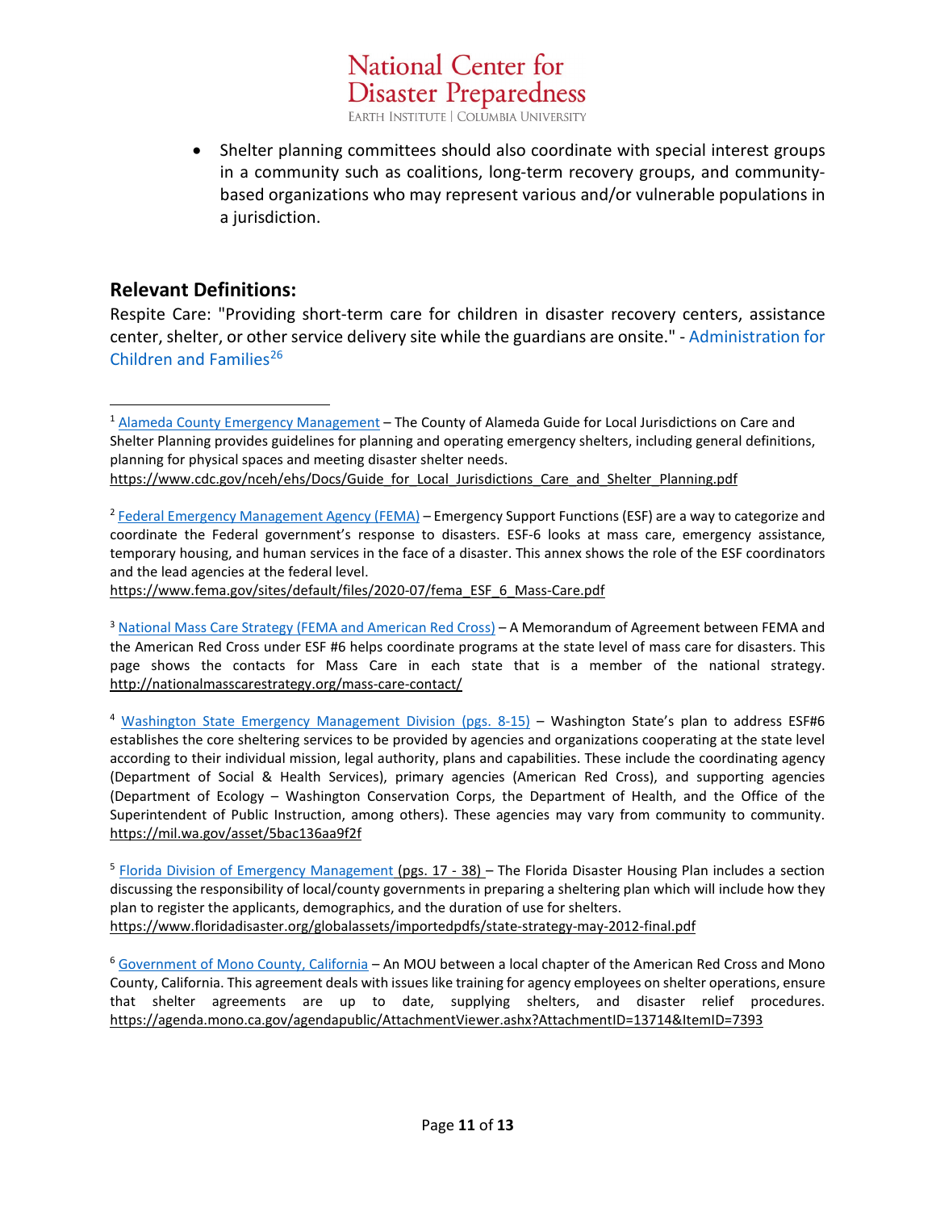- Shelter planning committees should also coordinate with special interest groups in a community such as coalitions, long-term recovery groups, and community-based organizations who may represent various and/or vulnerable populations in a jurisdiction.

## Relevant Definitions:

Respite Care: "Providing short-term care for children in disaster recovery centers, assistance center, shelter, or other service delivery site while the guardians are onsite." - Administration for Children and Families[26]

---

[1] Alameda County Emergency Management – The County of Alameda Guide for Local Jurisdictions on Care and Shelter Planning provides guidelines for planning and operating emergency shelters, including general definitions, planning for physical spaces and meeting disaster shelter needs. https://www.cdc.gov/nceh/ehs/Docs/Guide_for_Local_Jurisdictions_Care_and_Shelter_Planning.pdf

[2] Federal Emergency Management Agency (FEMA) – Emergency Support Functions (ESF) are a way to categorize and coordinate the Federal government's response to disasters. ESF-6 looks at mass care, emergency assistance, temporary housing, and human services in the face of a disaster. This annex shows the role of the ESF coordinators and the lead agencies at the federal level. https://www.fema.gov/sites/default/files/2020-07/fema_ESF_6_Mass-Care.pdf

[3] National Mass Care Strategy (FEMA and American Red Cross) – A Memorandum of Agreement between FEMA and the American Red Cross under ESF #6 helps coordinate programs at the state level of mass care for disasters. This page shows the contacts for Mass Care in each state that is a member of the national strategy. http://nationalmasscarestrategy.org/mass-care-contact/

[4] Washington State Emergency Management Division (pgs. 8-15) – Washington State's plan to address ESF#6 establishes the core sheltering services to be provided by agencies and organizations cooperating at the state level according to their individual mission, legal authority, plans and capabilities. These include the coordinating agency (Department of Social & Health Services), primary agencies (American Red Cross), and supporting agencies (Department of Ecology – Washington Conservation Corps, the Department of Health, and the Office of the Superintendent of Public Instruction, among others). These agencies may vary from community to community. https://mil.wa.gov/asset/5bac136aa9f2f

[5] Florida Division of Emergency Management (pgs. 17 - 38) – The Florida Disaster Housing Plan includes a section discussing the responsibility of local/county governments in preparing a sheltering plan which will include how they plan to register the applicants, demographics, and the duration of use for shelters. https://www.floridadisaster.org/globalassets/importedpdfs/state-strategy-may-2012-final.pdf

[6] Government of Mono County, California – An MOU between a local chapter of the American Red Cross and Mono County, California. This agreement deals with issues like training for agency employees on shelter operations, ensure that shelter agreements are up to date, supplying shelters, and disaster relief procedures. https://agenda.mono.ca.gov/agendapublic/AttachmentViewer.ashx?AttachmentID=13714&ItemID=7393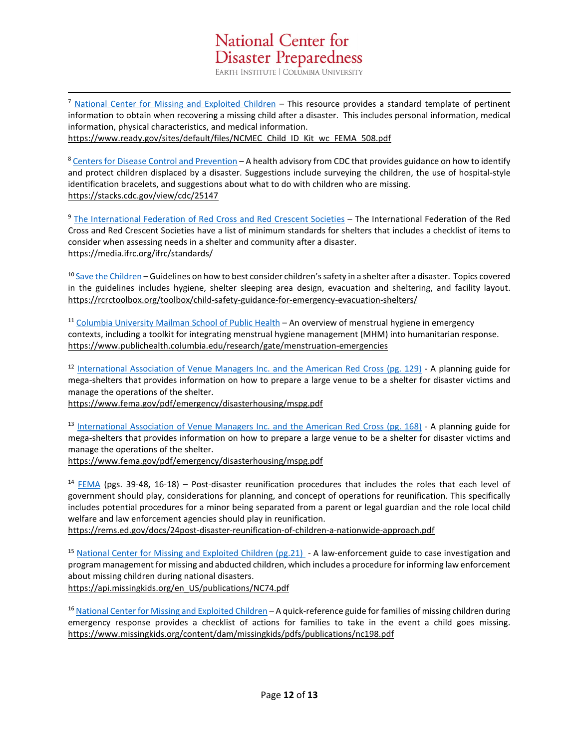[7] National Center for Missing and Exploited Children – This resource provides a standard template of pertinent information to obtain when recovering a missing child after a disaster. This includes personal information, medical information, physical characteristics, and medical information.
https://www.ready.gov/sites/default/files/NCMEC_Child_ID_Kit_wc_FEMA_508.pdf

[8] Centers for Disease Control and Prevention – A health advisory from CDC that provides guidance on how to identify and protect children displaced by a disaster. Suggestions include surveying the children, the use of hospital-style identification bracelets, and suggestions about what to do with children who are missing.
https://stacks.cdc.gov/view/cdc/25147

[9] The International Federation of Red Cross and Red Crescent Societies – The International Federation of the Red Cross and Red Crescent Societies have a list of minimum standards for shelters that includes a checklist of items to consider when assessing needs in a shelter and community after a disaster.
https://media.ifrc.org/ifrc/standards/

[10] Save the Children – Guidelines on how to best consider children's safety in a shelter after a disaster. Topics covered in the guidelines includes hygiene, shelter sleeping area design, evacuation and sheltering, and facility layout. https://rcrctoolbox.org/toolbox/child-safety-guidance-for-emergency-evacuation-shelters/

[11] Columbia University Mailman School of Public Health – An overview of menstrual hygiene in emergency contexts, including a toolkit for integrating menstrual hygiene management (MHM) into humanitarian response.
https://www.publichealth.columbia.edu/research/gate/menstruation-emergencies

[12] International Association of Venue Managers Inc. and the American Red Cross (pg. 129) - A planning guide for mega-shelters that provides information on how to prepare a large venue to be a shelter for disaster victims and manage the operations of the shelter.
https://www.fema.gov/pdf/emergency/disasterhousing/mspg.pdf

[13] International Association of Venue Managers Inc. and the American Red Cross (pg. 168) - A planning guide for mega-shelters that provides information on how to prepare a large venue to be a shelter for disaster victims and manage the operations of the shelter.
https://www.fema.gov/pdf/emergency/disasterhousing/mspg.pdf

[14] FEMA (pgs. 39-48, 16-18) – Post-disaster reunification procedures that includes the roles that each level of government should play, considerations for planning, and concept of operations for reunification. This specifically includes potential procedures for a minor being separated from a parent or legal guardian and the role local child welfare and law enforcement agencies should play in reunification.
https://rems.ed.gov/docs/24post-disaster-reunification-of-children-a-nationwide-approach.pdf

[15] National Center for Missing and Exploited Children (pg.21) - A law-enforcement guide to case investigation and program management for missing and abducted children, which includes a procedure for informing law enforcement about missing children during national disasters.
https://api.missingkids.org/en_US/publications/NC74.pdf

[16] National Center for Missing and Exploited Children – A quick-reference guide for families of missing children during emergency response provides a checklist of actions for families to take in the event a child goes missing. https://www.missingkids.org/content/dam/missingkids/pdfs/publications/nc198.pdf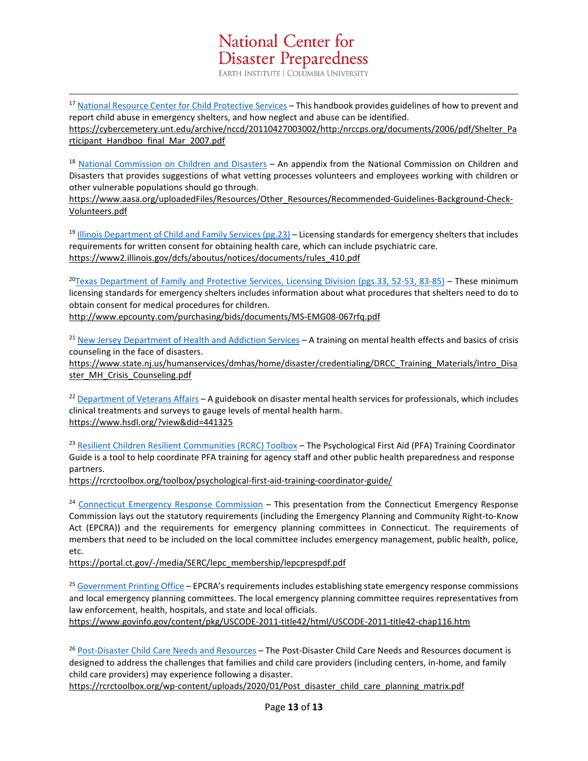[17] National Resource Center for Child Protective Services – This handbook provides guidelines of how to prevent and report child abuse in emergency shelters, and how neglect and abuse can be identified.
https://cybercemetery.unt.edu/archive/nccd/20110427003002/http:/nrccps.org/documents/2006/pdf/Shelter_Participant_Handboo_final_Mar_2007.pdf

[18] National Commission on Children and Disasters – An appendix from the National Commission on Children and Disasters that provides suggestions of what vetting processes volunteers and employees working with children or other vulnerable populations should go through.
https://www.aasa.org/uploadedFiles/Resources/Other_Resources/Recommended-Guidelines-Background-Check-Volunteers.pdf

[19] Illinois Department of Child and Family Services (pg.23) – Licensing standards for emergency shelters that includes requirements for written consent for obtaining health care, which can include psychiatric care.
https://www2.illinois.gov/dcfs/aboutus/notices/documents/rules_410.pdf

[20] Texas Department of Family and Protective Services, Licensing Division (pgs.33, 52-53, 83-85) – These minimum licensing standards for emergency shelters includes information about what procedures that shelters need to do to obtain consent for medical procedures for children.
http://www.epcounty.com/purchasing/bids/documents/MS-EMG08-067rfq.pdf

[21] New Jersey Department of Health and Addiction Services – A training on mental health effects and basics of crisis counseling in the face of disasters.
https://www.state.nj.us/humanservices/dmhas/home/disaster/credentialing/DRCC_Training_Materials/Intro_Disaster_MH_Crisis_Counseling.pdf

[22] Department of Veterans Affairs – A guidebook on disaster mental health services for professionals, which includes clinical treatments and surveys to gauge levels of mental health harm.
https://www.hsdl.org/?view&did=441325

[23] Resilient Children Resilient Communities (RCRC) Toolbox – The Psychological First Aid (PFA) Training Coordinator Guide is a tool to help coordinate PFA training for agency staff and other public health preparedness and response partners.
https://rcrctoolbox.org/toolbox/psychological-first-aid-training-coordinator-guide/

[24] Connecticut Emergency Response Commission – This presentation from the Connecticut Emergency Response Commission lays out the statutory requirements (including the Emergency Planning and Community Right-to-Know Act (EPCRA)) and the requirements for emergency planning committees in Connecticut. The requirements of members that need to be included on the local committee includes emergency management, public health, police, etc.
https://portal.ct.gov/-/media/SERC/lepc_membership/lepcprespdf.pdf

[25] Government Printing Office – EPCRA's requirements includes establishing state emergency response commissions and local emergency planning committees. The local emergency planning committee requires representatives from law enforcement, health, hospitals, and state and local officials.
https://www.govinfo.gov/content/pkg/USCODE-2011-title42/html/USCODE-2011-title42-chap116.htm

[26] Post-Disaster Child Care Needs and Resources – The Post-Disaster Child Care Needs and Resources document is designed to address the challenges that families and child care providers (including centers, in-home, and family child care providers) may experience following a disaster.
https://rcrctoolbox.org/wp-content/uploads/2020/01/Post_disaster_child_care_planning_matrix.pdf